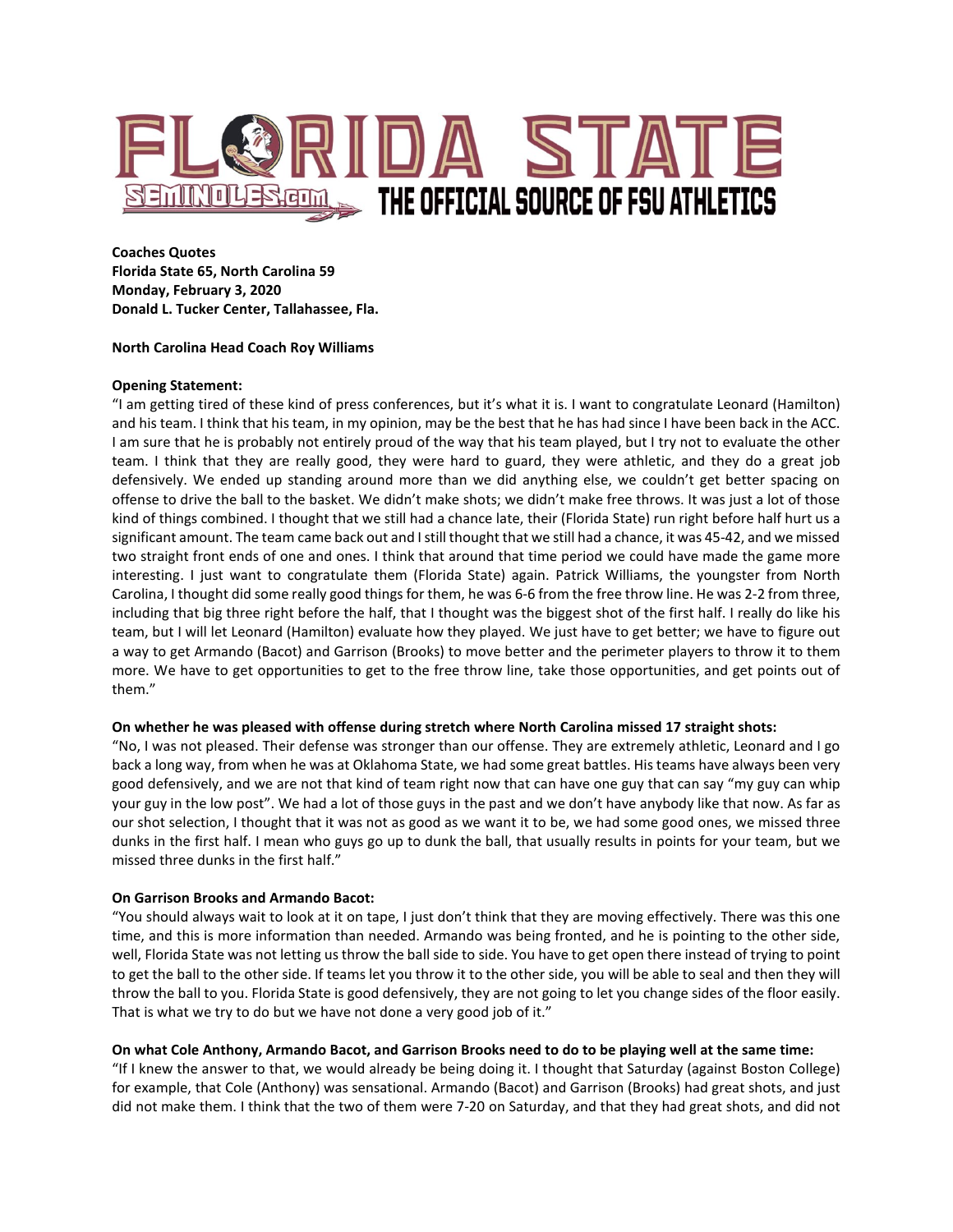**Coaches Quotes**
**Florida State 65, North Carolina 59**
**Monday, February 3, 2020**
**Donald L. Tucker Center, Tallahassee, Fla.**

**North Carolina Head Coach Roy Williams**

**Opening Statement:**

"I am getting tired of these kind of press conferences, but it's what it is. I want to congratulate Leonard (Hamilton) and his team. I think that his team, in my opinion, may be the best that he has had since I have been back in the ACC. I am sure that he is probably not entirely proud of the way that his team played, but I try not to evaluate the other team. I think that they are really good, they were hard to guard, they were athletic, and they do a great job defensively. We ended up standing around more than we did anything else, we couldn't get better spacing on offense to drive the ball to the basket. We didn't make shots; we didn't make free throws. It was just a lot of those kind of things combined. I thought that we still had a chance late, their (Florida State) run right before half hurt us a significant amount. The team came back out and I still thought that we still had a chance, it was 45-42, and we missed two straight front ends of one and ones. I think that around that time period we could have made the game more interesting. I just want to congratulate them (Florida State) again. Patrick Williams, the youngster from North Carolina, I thought did some really good things for them, he was 6-6 from the free throw line. He was 2-2 from three, including that big three right before the half, that I thought was the biggest shot of the first half. I really do like his team, but I will let Leonard (Hamilton) evaluate how they played. We just have to get better; we have to figure out a way to get Armando (Bacot) and Garrison (Brooks) to move better and the perimeter players to throw it to them more. We have to get opportunities to get to the free throw line, take those opportunities, and get points out of them."

**On whether he was pleased with offense during stretch where North Carolina missed 17 straight shots:**

"No, I was not pleased. Their defense was stronger than our offense. They are extremely athletic, Leonard and I go back a long way, from when he was at Oklahoma State, we had some great battles. His teams have always been very good defensively, and we are not that kind of team right now that can have one guy that can say "my guy can whip your guy in the low post". We had a lot of those guys in the past and we don't have anybody like that now. As far as our shot selection, I thought that it was not as good as we want it to be, we had some good ones, we missed three dunks in the first half. I mean who guys go up to dunk the ball, that usually results in points for your team, but we missed three dunks in the first half."

**On Garrison Brooks and Armando Bacot:**

"You should always wait to look at it on tape, I just don't think that they are moving effectively. There was this one time, and this is more information than needed. Armando was being fronted, and he is pointing to the other side, well, Florida State was not letting us throw the ball side to side. You have to get open there instead of trying to point to get the ball to the other side. If teams let you throw it to the other side, you will be able to seal and then they will throw the ball to you. Florida State is good defensively, they are not going to let you change sides of the floor easily. That is what we try to do but we have not done a very good job of it."

**On what Cole Anthony, Armando Bacot, and Garrison Brooks need to do to be playing well at the same time:**

"If I knew the answer to that, we would already be being doing it. I thought that Saturday (against Boston College) for example, that Cole (Anthony) was sensational. Armando (Bacot) and Garrison (Brooks) had great shots, and just did not make them. I think that the two of them were 7-20 on Saturday, and that they had great shots, and did not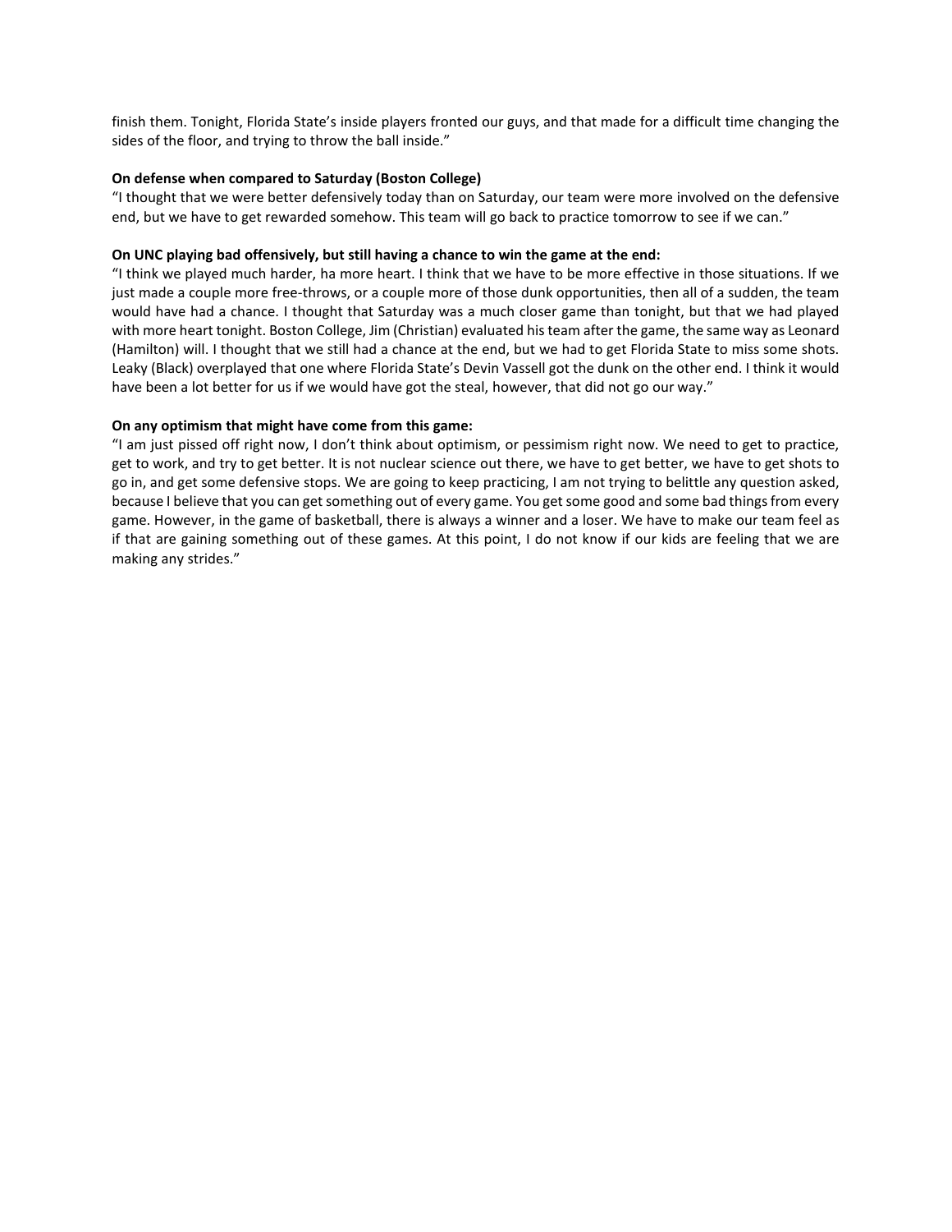finish them. Tonight, Florida State's inside players fronted our guys, and that made for a difficult time changing the sides of the floor, and trying to throw the ball inside."

**On defense when compared to Saturday (Boston College)**

"I thought that we were better defensively today than on Saturday, our team were more involved on the defensive end, but we have to get rewarded somehow. This team will go back to practice tomorrow to see if we can."

**On UNC playing bad offensively, but still having a chance to win the game at the end:**

"I think we played much harder, ha more heart. I think that we have to be more effective in those situations. If we just made a couple more free-throws, or a couple more of those dunk opportunities, then all of a sudden, the team would have had a chance. I thought that Saturday was a much closer game than tonight, but that we had played with more heart tonight. Boston College, Jim (Christian) evaluated his team after the game, the same way as Leonard (Hamilton) will. I thought that we still had a chance at the end, but we had to get Florida State to miss some shots. Leaky (Black) overplayed that one where Florida State's Devin Vassell got the dunk on the other end. I think it would have been a lot better for us if we would have got the steal, however, that did not go our way."

**On any optimism that might have come from this game:**

"I am just pissed off right now, I don't think about optimism, or pessimism right now. We need to get to practice, get to work, and try to get better. It is not nuclear science out there, we have to get better, we have to get shots to go in, and get some defensive stops. We are going to keep practicing, I am not trying to belittle any question asked, because I believe that you can get something out of every game. You get some good and some bad things from every game. However, in the game of basketball, there is always a winner and a loser. We have to make our team feel as if that are gaining something out of these games. At this point, I do not know if our kids are feeling that we are making any strides."